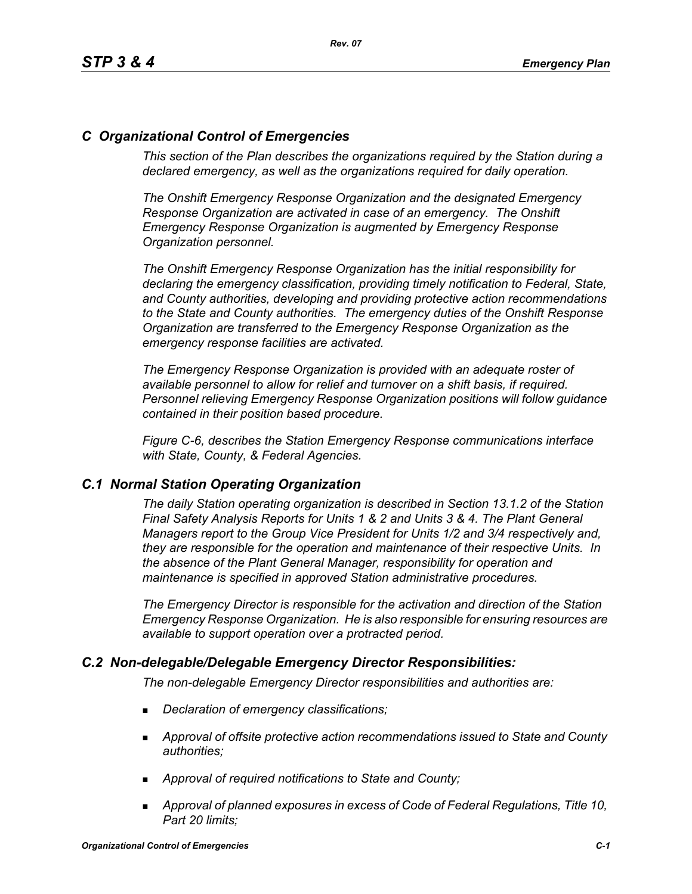## *C Organizational Control of Emergencies*

*This section of the Plan describes the organizations required by the Station during a declared emergency, as well as the organizations required for daily operation.*

*The Onshift Emergency Response Organization and the designated Emergency Response Organization are activated in case of an emergency. The Onshift Emergency Response Organization is augmented by Emergency Response Organization personnel.*

*The Onshift Emergency Response Organization has the initial responsibility for declaring the emergency classification, providing timely notification to Federal, State, and County authorities, developing and providing protective action recommendations to the State and County authorities. The emergency duties of the Onshift Response Organization are transferred to the Emergency Response Organization as the emergency response facilities are activated.*

*The Emergency Response Organization is provided with an adequate roster of available personnel to allow for relief and turnover on a shift basis, if required. Personnel relieving Emergency Response Organization positions will follow guidance contained in their position based procedure.*

*Figure C-6, describes the Station Emergency Response communications interface with State, County, & Federal Agencies.*

### *C.1 Normal Station Operating Organization*

*The daily Station operating organization is described in Section 13.1.2 of the Station Final Safety Analysis Reports for Units 1 & 2 and Units 3 & 4. The Plant General Managers report to the Group Vice President for Units 1/2 and 3/4 respectively and, they are responsible for the operation and maintenance of their respective Units. In the absence of the Plant General Manager, responsibility for operation and maintenance is specified in approved Station administrative procedures.*

*The Emergency Director is responsible for the activation and direction of the Station Emergency Response Organization. He is also responsible for ensuring resources are available to support operation over a protracted period.*

### *C.2 Non-delegable/Delegable Emergency Director Responsibilities:*

*The non-delegable Emergency Director responsibilities and authorities are:*

- *Declaration of emergency classifications;*
- *Approval of offsite protective action recommendations issued to State and County authorities;*
- *Approval of required notifications to State and County;*
- *Approval of planned exposures in excess of Code of Federal Regulations, Title 10, Part 20 limits;*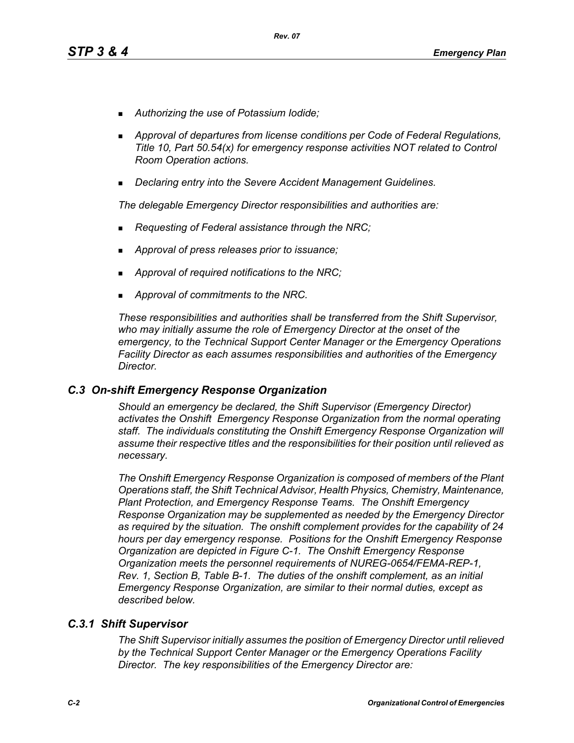- *Authorizing the use of Potassium Iodide;*
- *Approval of departures from license conditions per Code of Federal Regulations, Title 10, Part 50.54(x) for emergency response activities NOT related to Control Room Operation actions.*
- *Declaring entry into the Severe Accident Management Guidelines.*

*The delegable Emergency Director responsibilities and authorities are:*

- *Requesting of Federal assistance through the NRC;*
- *Approval of press releases prior to issuance;*
- *Approval of required notifications to the NRC;*
- *Approval of commitments to the NRC.*

*These responsibilities and authorities shall be transferred from the Shift Supervisor, who may initially assume the role of Emergency Director at the onset of the emergency, to the Technical Support Center Manager or the Emergency Operations Facility Director as each assumes responsibilities and authorities of the Emergency Director.*

## *C.3 On-shift Emergency Response Organization*

*Should an emergency be declared, the Shift Supervisor (Emergency Director) activates the Onshift Emergency Response Organization from the normal operating staff. The individuals constituting the Onshift Emergency Response Organization will assume their respective titles and the responsibilities for their position until relieved as necessary.*

*The Onshift Emergency Response Organization is composed of members of the Plant Operations staff, the Shift Technical Advisor, Health Physics, Chemistry, Maintenance, Plant Protection, and Emergency Response Teams. The Onshift Emergency Response Organization may be supplemented as needed by the Emergency Director as required by the situation. The onshift complement provides for the capability of 24 hours per day emergency response. Positions for the Onshift Emergency Response Organization are depicted in Figure C-1. The Onshift Emergency Response Organization meets the personnel requirements of NUREG-0654/FEMA-REP-1, Rev. 1, Section B, Table B-1. The duties of the onshift complement, as an initial Emergency Response Organization, are similar to their normal duties, except as described below.*

### *C.3.1 Shift Supervisor*

*The Shift Supervisor initially assumes the position of Emergency Director until relieved by the Technical Support Center Manager or the Emergency Operations Facility Director. The key responsibilities of the Emergency Director are:*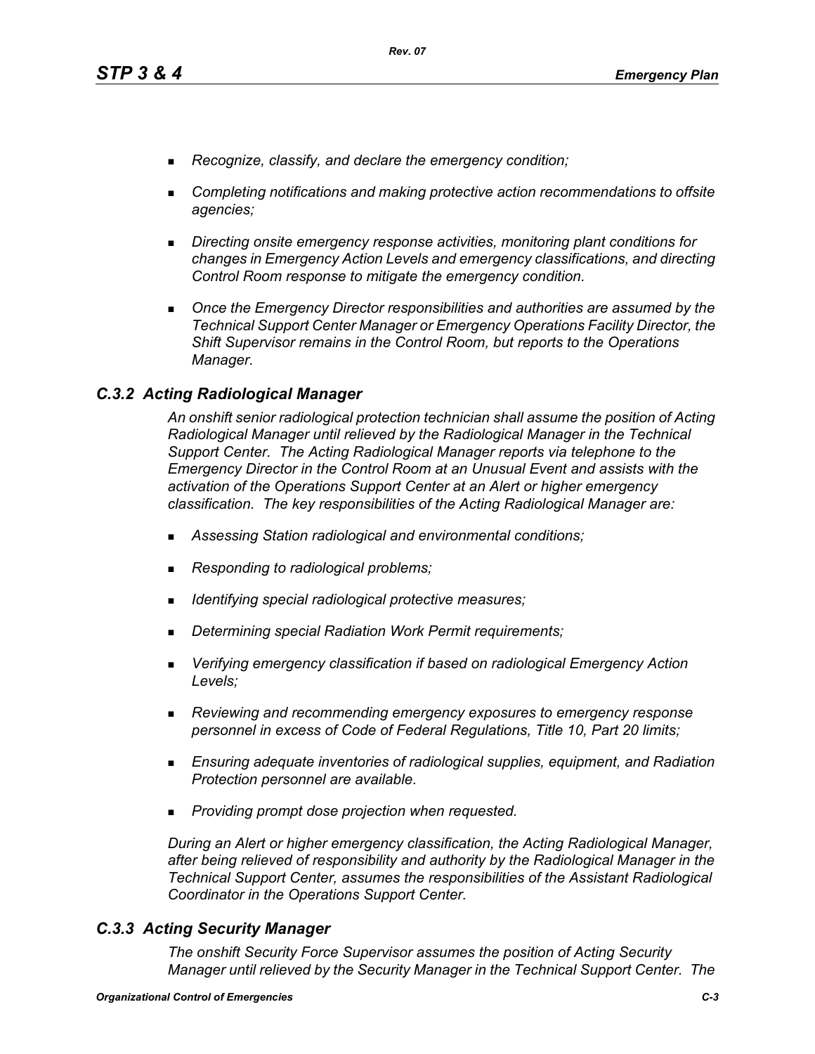- *Recognize, classify, and declare the emergency condition;*
- *Completing notifications and making protective action recommendations to offsite agencies;*
- *Directing onsite emergency response activities, monitoring plant conditions for changes in Emergency Action Levels and emergency classifications, and directing Control Room response to mitigate the emergency condition.*
- *Once the Emergency Director responsibilities and authorities are assumed by the Technical Support Center Manager or Emergency Operations Facility Director, the Shift Supervisor remains in the Control Room, but reports to the Operations Manager.*

### *C.3.2 Acting Radiological Manager*

*An onshift senior radiological protection technician shall assume the position of Acting Radiological Manager until relieved by the Radiological Manager in the Technical Support Center. The Acting Radiological Manager reports via telephone to the Emergency Director in the Control Room at an Unusual Event and assists with the activation of the Operations Support Center at an Alert or higher emergency classification. The key responsibilities of the Acting Radiological Manager are:*

- *Assessing Station radiological and environmental conditions;*
- *Responding to radiological problems;*
- *Identifying special radiological protective measures;*
- *Determining special Radiation Work Permit requirements;*
- *Verifying emergency classification if based on radiological Emergency Action Levels;*
- *Reviewing and recommending emergency exposures to emergency response personnel in excess of Code of Federal Regulations, Title 10, Part 20 limits;*
- *Ensuring adequate inventories of radiological supplies, equipment, and Radiation Protection personnel are available.*
- *Providing prompt dose projection when requested.*

*During an Alert or higher emergency classification, the Acting Radiological Manager, after being relieved of responsibility and authority by the Radiological Manager in the Technical Support Center, assumes the responsibilities of the Assistant Radiological Coordinator in the Operations Support Center.*

### *C.3.3 Acting Security Manager*

*The onshift Security Force Supervisor assumes the position of Acting Security Manager until relieved by the Security Manager in the Technical Support Center. The*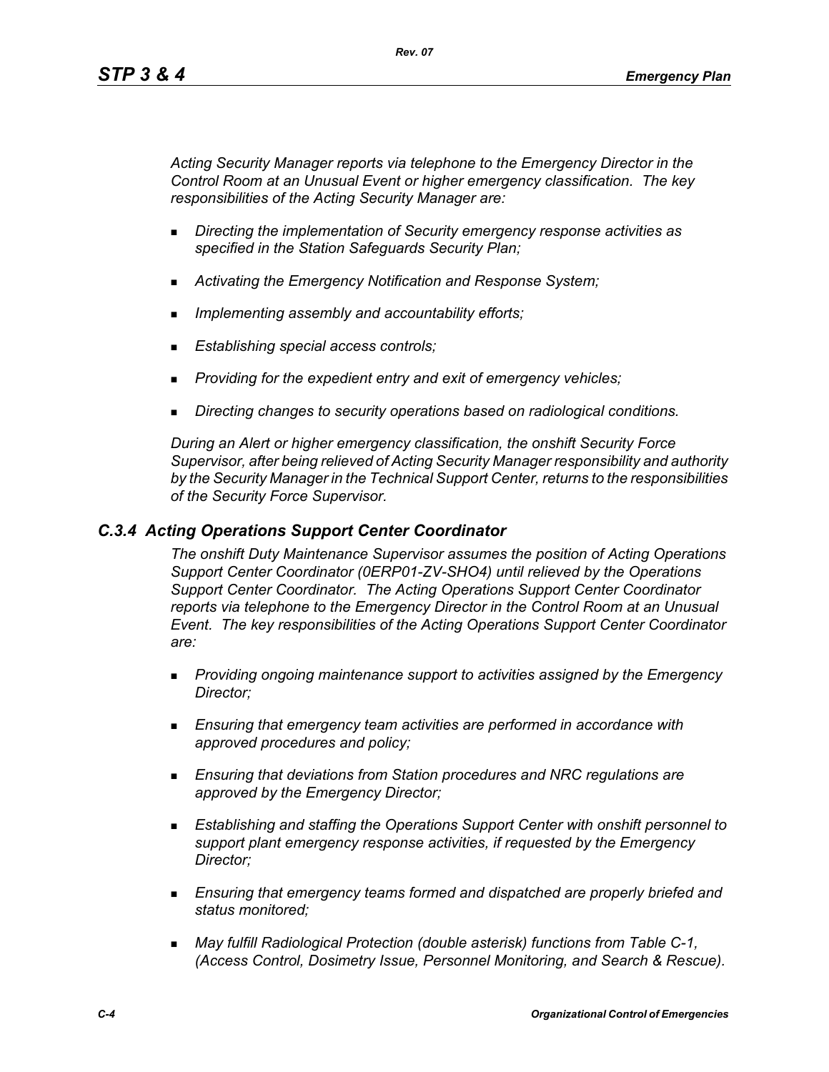*Acting Security Manager reports via telephone to the Emergency Director in the Control Room at an Unusual Event or higher emergency classification. The key responsibilities of the Acting Security Manager are:*

- *Directing the implementation of Security emergency response activities as specified in the Station Safeguards Security Plan;*
- *Activating the Emergency Notification and Response System;*
- *Implementing assembly and accountability efforts;*
- *Establishing special access controls;*
- *Providing for the expedient entry and exit of emergency vehicles;*
- *Directing changes to security operations based on radiological conditions.*

*During an Alert or higher emergency classification, the onshift Security Force Supervisor, after being relieved of Acting Security Manager responsibility and authority by the Security Manager in the Technical Support Center, returns to the responsibilities of the Security Force Supervisor.*

### *C.3.4 Acting Operations Support Center Coordinator*

*The onshift Duty Maintenance Supervisor assumes the position of Acting Operations Support Center Coordinator (0ERP01-ZV-SHO4) until relieved by the Operations Support Center Coordinator. The Acting Operations Support Center Coordinator reports via telephone to the Emergency Director in the Control Room at an Unusual Event. The key responsibilities of the Acting Operations Support Center Coordinator are:*

- *Providing ongoing maintenance support to activities assigned by the Emergency Director;*
- *Ensuring that emergency team activities are performed in accordance with approved procedures and policy;*
- *Ensuring that deviations from Station procedures and NRC regulations are approved by the Emergency Director;*
- *Establishing and staffing the Operations Support Center with onshift personnel to support plant emergency response activities, if requested by the Emergency Director;*
- *Ensuring that emergency teams formed and dispatched are properly briefed and status monitored;*
- *May fulfill Radiological Protection (double asterisk) functions from Table C-1, (Access Control, Dosimetry Issue, Personnel Monitoring, and Search & Rescue).*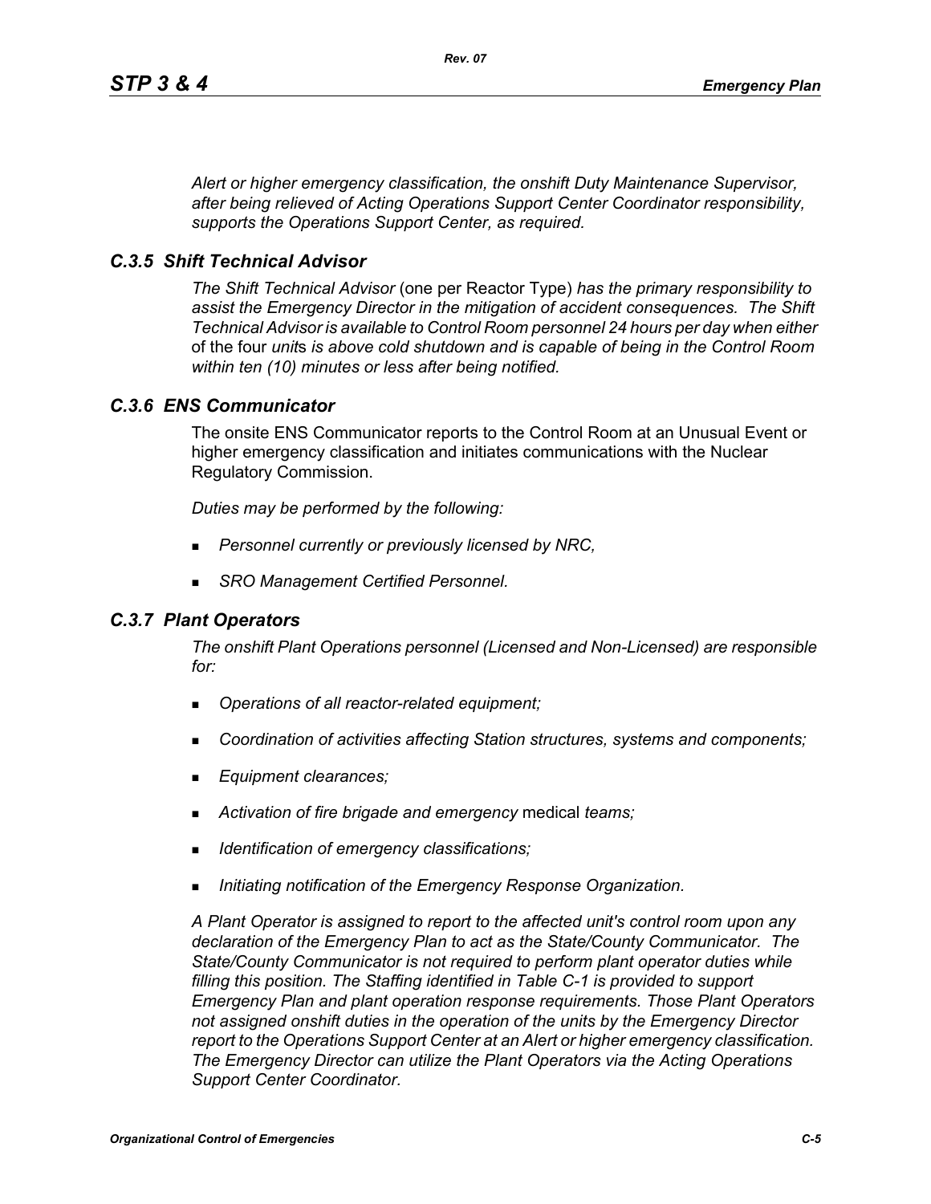*Alert or higher emergency classification, the onshift Duty Maintenance Supervisor, after being relieved of Acting Operations Support Center Coordinator responsibility, supports the Operations Support Center, as required.*

### *C.3.5 Shift Technical Advisor*

*The Shift Technical Advisor* (one per Reactor Type) *has the primary responsibility to assist the Emergency Director in the mitigation of accident consequences. The Shift Technical Advisor is available to Control Room personnel 24 hours per day when either* of the four *unit*s *is above cold shutdown and is capable of being in the Control Room within ten (10) minutes or less after being notified.*

### *C.3.6 ENS Communicator*

The onsite ENS Communicator reports to the Control Room at an Unusual Event or higher emergency classification and initiates communications with the Nuclear Regulatory Commission.

*Duties may be performed by the following:*

- *Personnel currently or previously licensed by NRC,*
- *SRO Management Certified Personnel.*

### *C.3.7 Plant Operators*

*The onshift Plant Operations personnel (Licensed and Non-Licensed) are responsible for:*

- *Operations of all reactor-related equipment;*
- *Coordination of activities affecting Station structures, systems and components;*
- *Equipment clearances;*
- *Activation of fire brigade and emergency* medical *teams;*
- *Identification of emergency classifications;*
- *Initiating notification of the Emergency Response Organization.*

*A Plant Operator is assigned to report to the affected unit's control room upon any declaration of the Emergency Plan to act as the State/County Communicator. The State/County Communicator is not required to perform plant operator duties while filling this position. The Staffing identified in Table C-1 is provided to support Emergency Plan and plant operation response requirements. Those Plant Operators not assigned onshift duties in the operation of the units by the Emergency Director report to the Operations Support Center at an Alert or higher emergency classification. The Emergency Director can utilize the Plant Operators via the Acting Operations Support Center Coordinator.*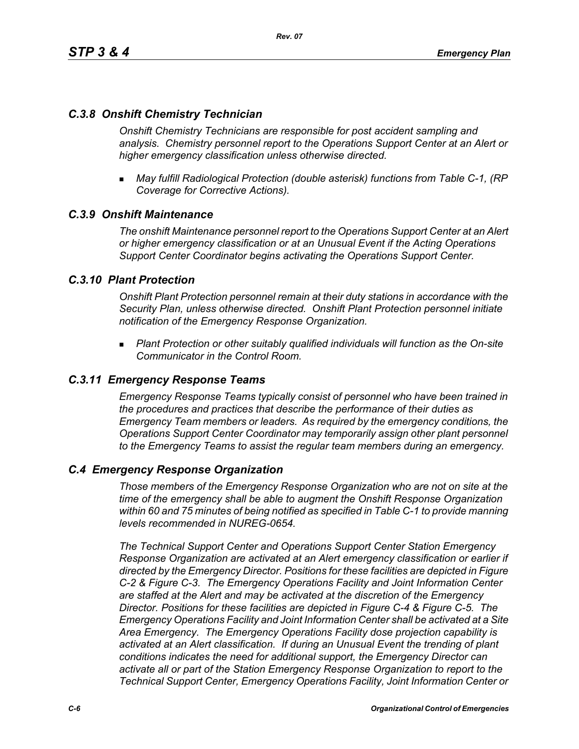### *C.3.8 Onshift Chemistry Technician*

*Onshift Chemistry Technicians are responsible for post accident sampling and analysis. Chemistry personnel report to the Operations Support Center at an Alert or higher emergency classification unless otherwise directed.*

- *May fulfill Radiological Protection (double asterisk) functions from Table C-1, (RP Coverage for Corrective Actions).*

### *C.3.9 Onshift Maintenance*

*The onshift Maintenance personnel report to the Operations Support Center at an Alert or higher emergency classification or at an Unusual Event if the Acting Operations Support Center Coordinator begins activating the Operations Support Center.*

### *C.3.10 Plant Protection*

*Onshift Plant Protection personnel remain at their duty stations in accordance with the Security Plan, unless otherwise directed. Onshift Plant Protection personnel initiate notification of the Emergency Response Organization.*

- *Plant Protection or other suitably qualified individuals will function as the On-site Communicator in the Control Room.*

### *C.3.11 Emergency Response Teams*

*Emergency Response Teams typically consist of personnel who have been trained in the procedures and practices that describe the performance of their duties as Emergency Team members or leaders. As required by the emergency conditions, the Operations Support Center Coordinator may temporarily assign other plant personnel to the Emergency Teams to assist the regular team members during an emergency.*

## *C.4 Emergency Response Organization*

*Those members of the Emergency Response Organization who are not on site at the time of the emergency shall be able to augment the Onshift Response Organization within 60 and 75 minutes of being notified as specified in Table C-1 to provide manning levels recommended in NUREG-0654.*

*The Technical Support Center and Operations Support Center Station Emergency Response Organization are activated at an Alert emergency classification or earlier if directed by the Emergency Director. Positions for these facilities are depicted in Figure C-2 & Figure C-3. The Emergency Operations Facility and Joint Information Center are staffed at the Alert and may be activated at the discretion of the Emergency Director. Positions for these facilities are depicted in Figure C-4 & Figure C-5. The Emergency Operations Facility and Joint Information Center shall be activated at a Site Area Emergency. The Emergency Operations Facility dose projection capability is activated at an Alert classification. If during an Unusual Event the trending of plant conditions indicates the need for additional support, the Emergency Director can activate all or part of the Station Emergency Response Organization to report to the Technical Support Center, Emergency Operations Facility, Joint Information Center or*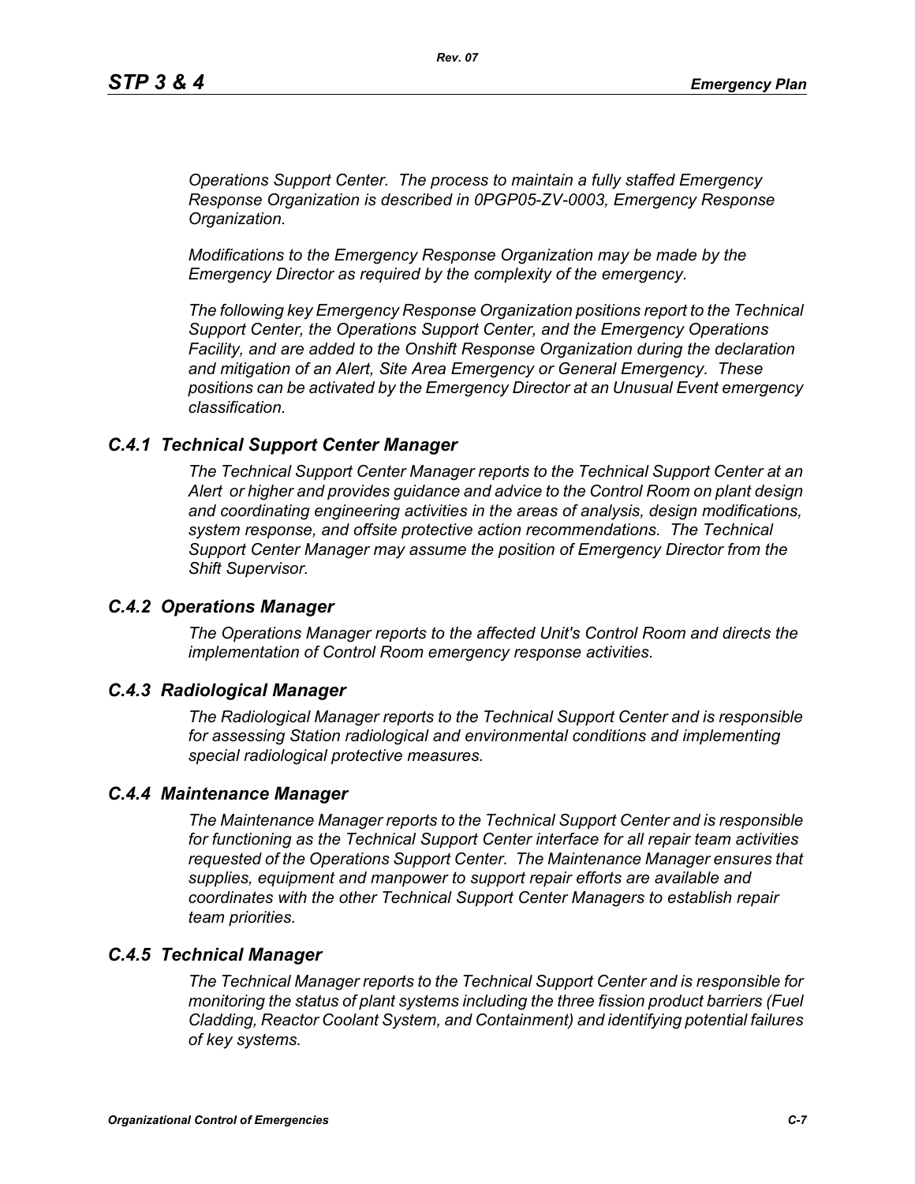*Operations Support Center. The process to maintain a fully staffed Emergency Response Organization is described in 0PGP05-ZV-0003, Emergency Response Organization.*

*Modifications to the Emergency Response Organization may be made by the Emergency Director as required by the complexity of the emergency.*

*The following key Emergency Response Organization positions report to the Technical Support Center, the Operations Support Center, and the Emergency Operations Facility, and are added to the Onshift Response Organization during the declaration and mitigation of an Alert, Site Area Emergency or General Emergency. These positions can be activated by the Emergency Director at an Unusual Event emergency classification.*

### *C.4.1 Technical Support Center Manager*

*The Technical Support Center Manager reports to the Technical Support Center at an Alert or higher and provides guidance and advice to the Control Room on plant design and coordinating engineering activities in the areas of analysis, design modifications, system response, and offsite protective action recommendations. The Technical Support Center Manager may assume the position of Emergency Director from the Shift Supervisor.*

### *C.4.2 Operations Manager*

*The Operations Manager reports to the affected Unit's Control Room and directs the implementation of Control Room emergency response activities.*

### *C.4.3 Radiological Manager*

*The Radiological Manager reports to the Technical Support Center and is responsible for assessing Station radiological and environmental conditions and implementing special radiological protective measures.*

### *C.4.4 Maintenance Manager*

*The Maintenance Manager reports to the Technical Support Center and is responsible for functioning as the Technical Support Center interface for all repair team activities requested of the Operations Support Center. The Maintenance Manager ensures that supplies, equipment and manpower to support repair efforts are available and coordinates with the other Technical Support Center Managers to establish repair team priorities.*

### *C.4.5 Technical Manager*

*The Technical Manager reports to the Technical Support Center and is responsible for monitoring the status of plant systems including the three fission product barriers (Fuel Cladding, Reactor Coolant System, and Containment) and identifying potential failures of key systems.*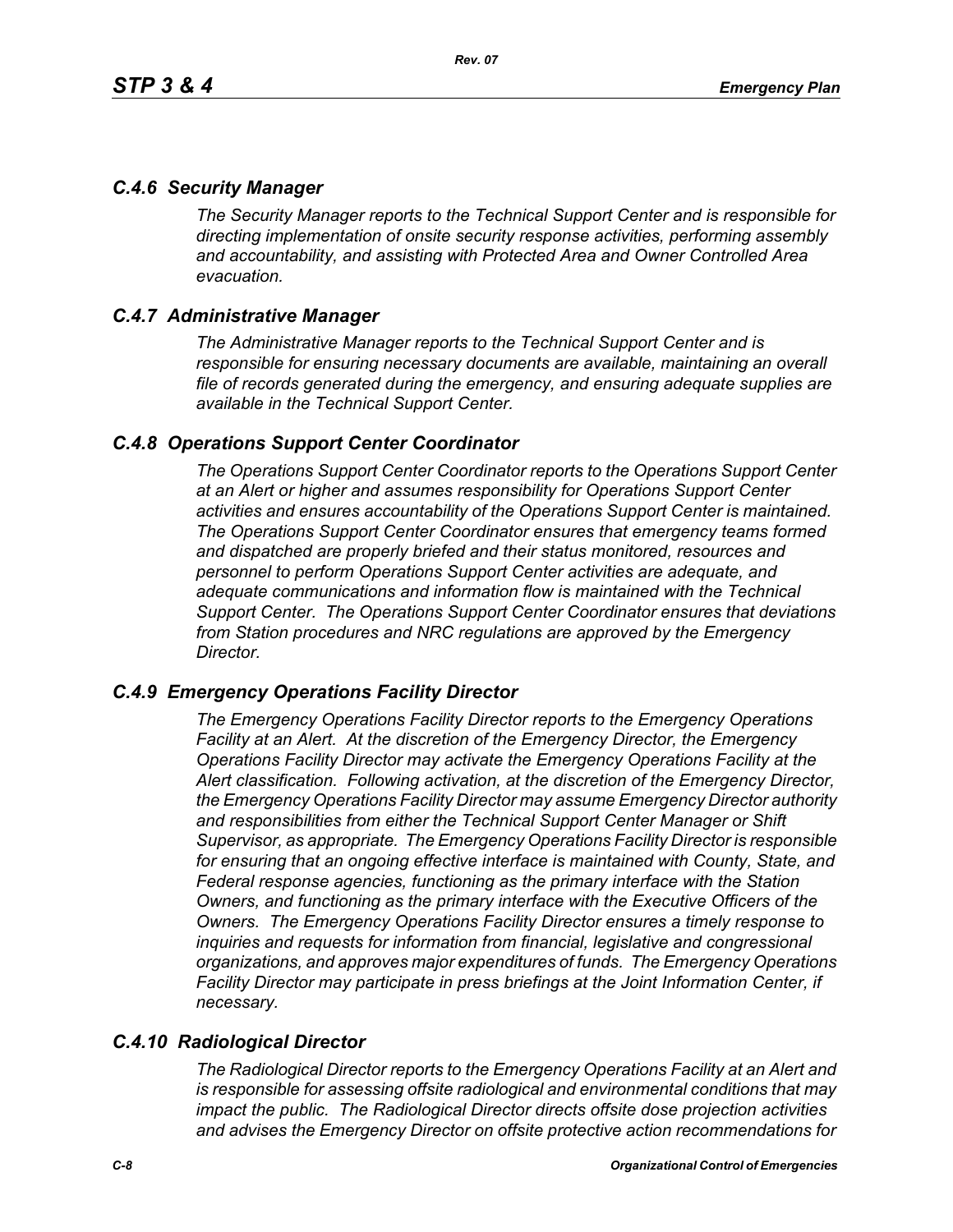## *C.4.6 Security Manager*

*The Security Manager reports to the Technical Support Center and is responsible for directing implementation of onsite security response activities, performing assembly and accountability, and assisting with Protected Area and Owner Controlled Area evacuation.*

## *C.4.7 Administrative Manager*

*The Administrative Manager reports to the Technical Support Center and is responsible for ensuring necessary documents are available, maintaining an overall file of records generated during the emergency, and ensuring adequate supplies are available in the Technical Support Center.*

## *C.4.8 Operations Support Center Coordinator*

*The Operations Support Center Coordinator reports to the Operations Support Center at an Alert or higher and assumes responsibility for Operations Support Center activities and ensures accountability of the Operations Support Center is maintained. The Operations Support Center Coordinator ensures that emergency teams formed and dispatched are properly briefed and their status monitored, resources and personnel to perform Operations Support Center activities are adequate, and adequate communications and information flow is maintained with the Technical Support Center. The Operations Support Center Coordinator ensures that deviations from Station procedures and NRC regulations are approved by the Emergency Director.*

## *C.4.9 Emergency Operations Facility Director*

*The Emergency Operations Facility Director reports to the Emergency Operations Facility at an Alert. At the discretion of the Emergency Director, the Emergency Operations Facility Director may activate the Emergency Operations Facility at the Alert classification. Following activation, at the discretion of the Emergency Director, the Emergency Operations Facility Director may assume Emergency Director authority and responsibilities from either the Technical Support Center Manager or Shift Supervisor, as appropriate. The Emergency Operations Facility Director is responsible for ensuring that an ongoing effective interface is maintained with County, State, and Federal response agencies, functioning as the primary interface with the Station Owners, and functioning as the primary interface with the Executive Officers of the Owners. The Emergency Operations Facility Director ensures a timely response to inquiries and requests for information from financial, legislative and congressional organizations, and approves major expenditures of funds. The Emergency Operations Facility Director may participate in press briefings at the Joint Information Center, if necessary.*

## *C.4.10 Radiological Director*

*The Radiological Director reports to the Emergency Operations Facility at an Alert and is responsible for assessing offsite radiological and environmental conditions that may impact the public. The Radiological Director directs offsite dose projection activities and advises the Emergency Director on offsite protective action recommendations for*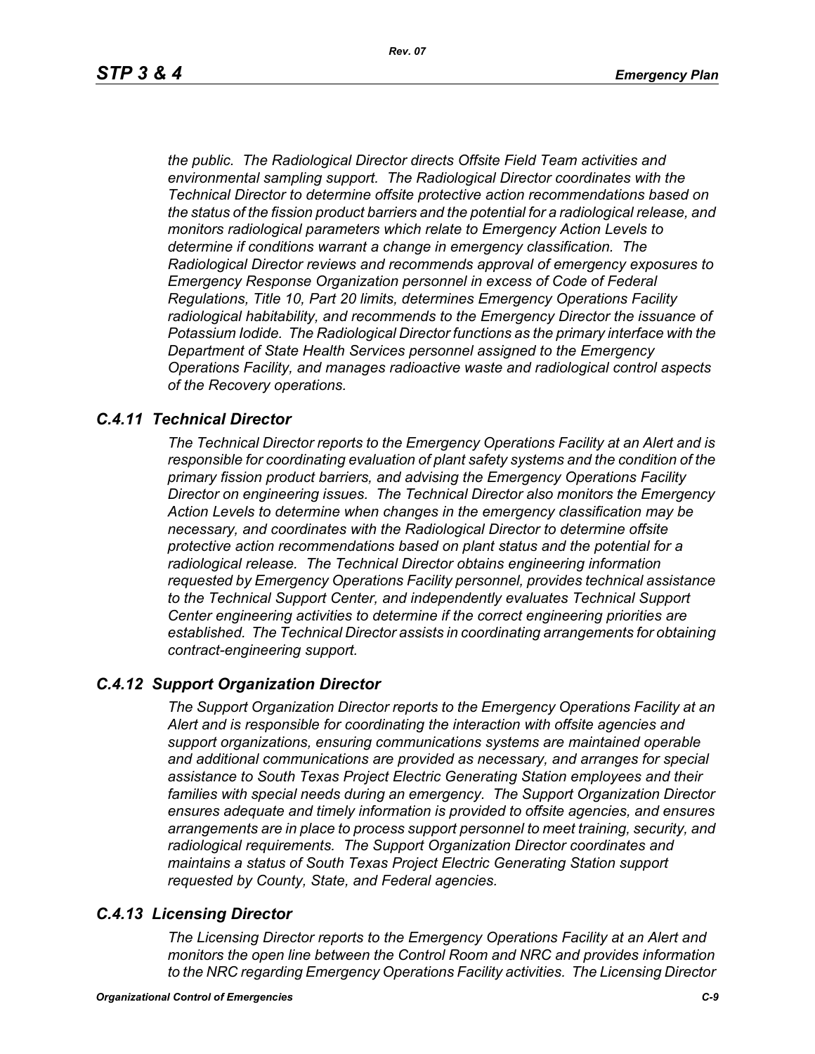*the public. The Radiological Director directs Offsite Field Team activities and environmental sampling support. The Radiological Director coordinates with the Technical Director to determine offsite protective action recommendations based on the status of the fission product barriers and the potential for a radiological release, and monitors radiological parameters which relate to Emergency Action Levels to determine if conditions warrant a change in emergency classification. The Radiological Director reviews and recommends approval of emergency exposures to Emergency Response Organization personnel in excess of Code of Federal Regulations, Title 10, Part 20 limits, determines Emergency Operations Facility radiological habitability, and recommends to the Emergency Director the issuance of Potassium Iodide. The Radiological Director functions as the primary interface with the Department of State Health Services personnel assigned to the Emergency Operations Facility, and manages radioactive waste and radiological control aspects of the Recovery operations.*

### *C.4.11 Technical Director*

*The Technical Director reports to the Emergency Operations Facility at an Alert and is responsible for coordinating evaluation of plant safety systems and the condition of the primary fission product barriers, and advising the Emergency Operations Facility Director on engineering issues. The Technical Director also monitors the Emergency Action Levels to determine when changes in the emergency classification may be necessary, and coordinates with the Radiological Director to determine offsite protective action recommendations based on plant status and the potential for a radiological release. The Technical Director obtains engineering information requested by Emergency Operations Facility personnel, provides technical assistance to the Technical Support Center, and independently evaluates Technical Support Center engineering activities to determine if the correct engineering priorities are established. The Technical Director assists in coordinating arrangements for obtaining contract-engineering support.*

### *C.4.12 Support Organization Director*

*The Support Organization Director reports to the Emergency Operations Facility at an Alert and is responsible for coordinating the interaction with offsite agencies and support organizations, ensuring communications systems are maintained operable and additional communications are provided as necessary, and arranges for special assistance to South Texas Project Electric Generating Station employees and their families with special needs during an emergency. The Support Organization Director ensures adequate and timely information is provided to offsite agencies, and ensures arrangements are in place to process support personnel to meet training, security, and radiological requirements. The Support Organization Director coordinates and maintains a status of South Texas Project Electric Generating Station support requested by County, State, and Federal agencies.*

### *C.4.13 Licensing Director*

*The Licensing Director reports to the Emergency Operations Facility at an Alert and monitors the open line between the Control Room and NRC and provides information to the NRC regarding Emergency Operations Facility activities. The Licensing Director*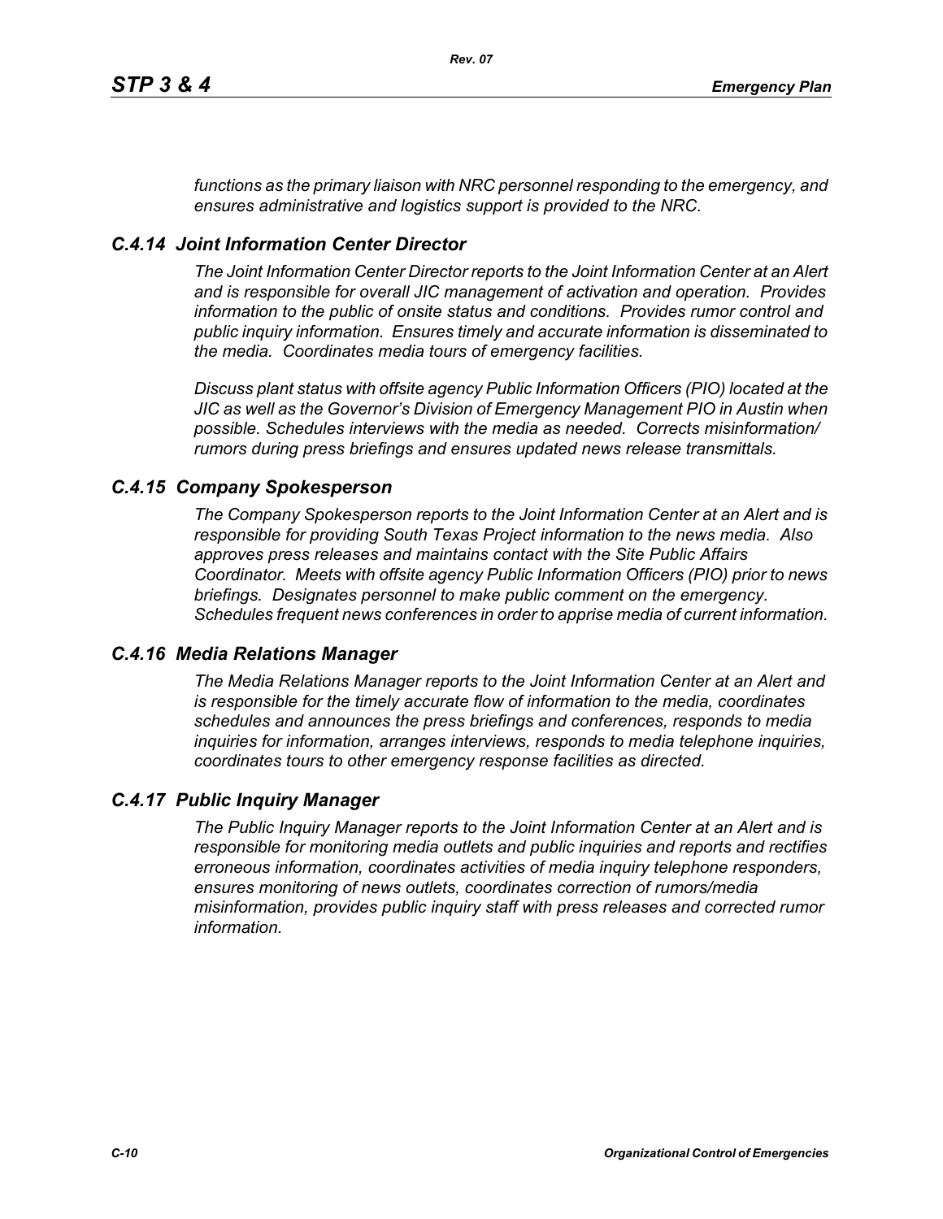*functions as the primary liaison with NRC personnel responding to the emergency, and ensures administrative and logistics support is provided to the NRC.*

### *C.4.14 Joint Information Center Director*

*The Joint Information Center Director reports to the Joint Information Center at an Alert and is responsible for overall JIC management of activation and operation. Provides information to the public of onsite status and conditions. Provides rumor control and public inquiry information. Ensures timely and accurate information is disseminated to the media. Coordinates media tours of emergency facilities.*

*Discuss plant status with offsite agency Public Information Officers (PIO) located at the JIC as well as the Governor's Division of Emergency Management PIO in Austin when possible. Schedules interviews with the media as needed. Corrects misinformation/ rumors during press briefings and ensures updated news release transmittals.*

### *C.4.15 Company Spokesperson*

*The Company Spokesperson reports to the Joint Information Center at an Alert and is responsible for providing South Texas Project information to the news media. Also approves press releases and maintains contact with the Site Public Affairs Coordinator. Meets with offsite agency Public Information Officers (PIO) prior to news briefings. Designates personnel to make public comment on the emergency. Schedules frequent news conferences in order to apprise media of current information.*

### *C.4.16 Media Relations Manager*

*The Media Relations Manager reports to the Joint Information Center at an Alert and is responsible for the timely accurate flow of information to the media, coordinates schedules and announces the press briefings and conferences, responds to media inquiries for information, arranges interviews, responds to media telephone inquiries, coordinates tours to other emergency response facilities as directed.*

### *C.4.17 Public Inquiry Manager*

*The Public Inquiry Manager reports to the Joint Information Center at an Alert and is responsible for monitoring media outlets and public inquiries and reports and rectifies erroneous information, coordinates activities of media inquiry telephone responders, ensures monitoring of news outlets, coordinates correction of rumors/media misinformation, provides public inquiry staff with press releases and corrected rumor information.*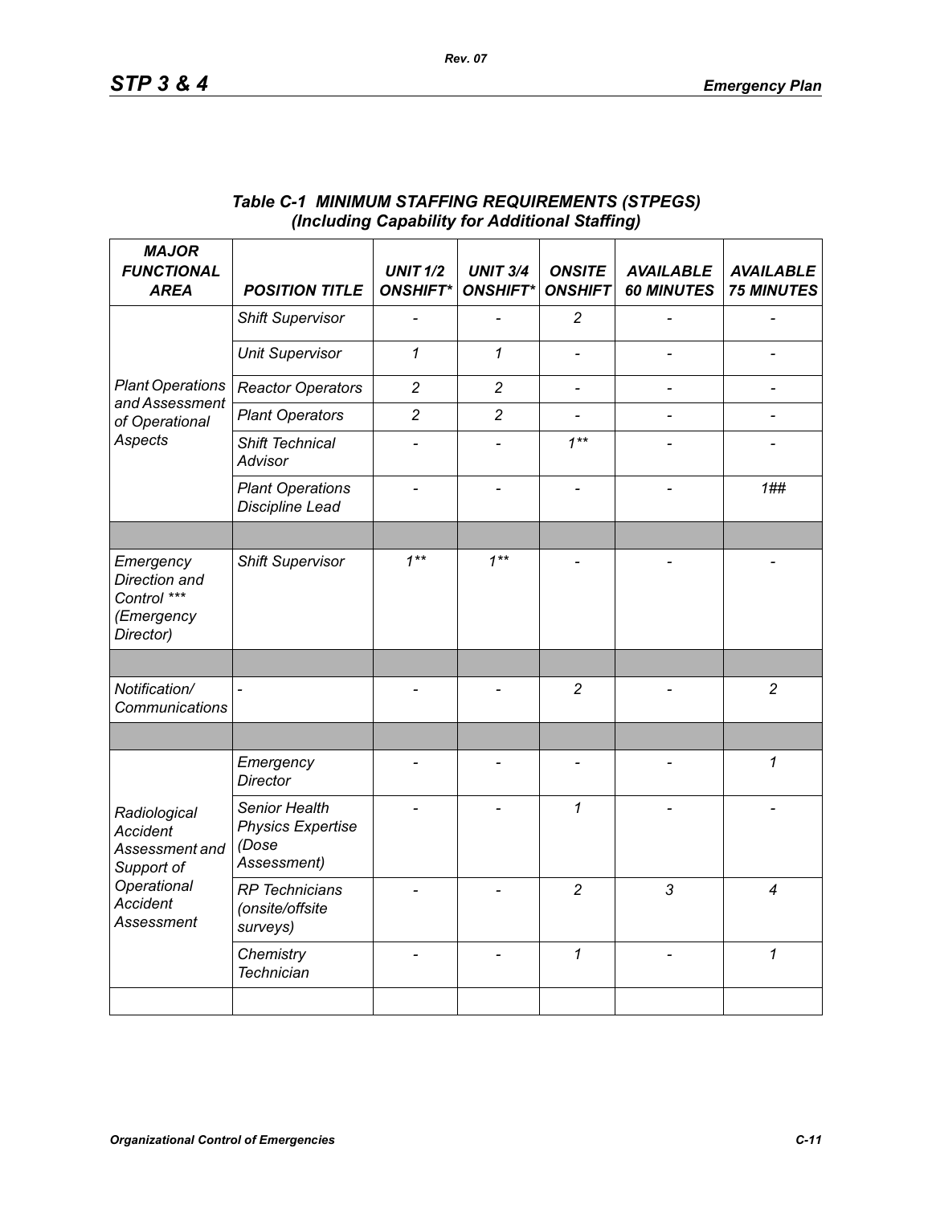### *Table C-1 MINIMUM STAFFING REQUIREMENTS (STPEGS) (Including Capability for Additional Staffing)*

| MAJOR FUNCTIONAL AREA | POSITION TITLE | UNIT 1/2 ONSHIFT* | UNIT 3/4 ONSHIFT* | ONSITE ONSHIFT | AVAILABLE 60 MINUTES | AVAILABLE 75 MINUTES |
|---|---|---|---|---|---|---|
| Plant Operations and Assessment of Operational Aspects | Shift Supervisor | - | - | 2 | - | - |
| | Unit Supervisor | 1 | 1 | - | - | - |
| | Reactor Operators | 2 | 2 | - | - | - |
| | Plant Operators | 2 | 2 | - | - | - |
| | Shift Technical Advisor | - | - | 1** | - | - |
| | Plant Operations Discipline Lead | - | - | - | - | 1## |
| | | | | | | |
| Emergency Direction and Control *** (Emergency Director) | Shift Supervisor | 1** | 1** | - | - | - |
| | | | | | | |
| Notification/ Communications | - | - | - | 2 | - | 2 |
| | | | | | | |
| Radiological Accident Assessment and Support of Operational Accident Assessment | Emergency Director | - | - | - | - | 1 |
| | Senior Health Physics Expertise (Dose Assessment) | - | - | 1 | - | - |
| | RP Technicians (onsite/offsite surveys) | - | - | 2 | 3 | 4 |
| | Chemistry Technician | - | - | 1 | - | 1 |
| | | | | | | |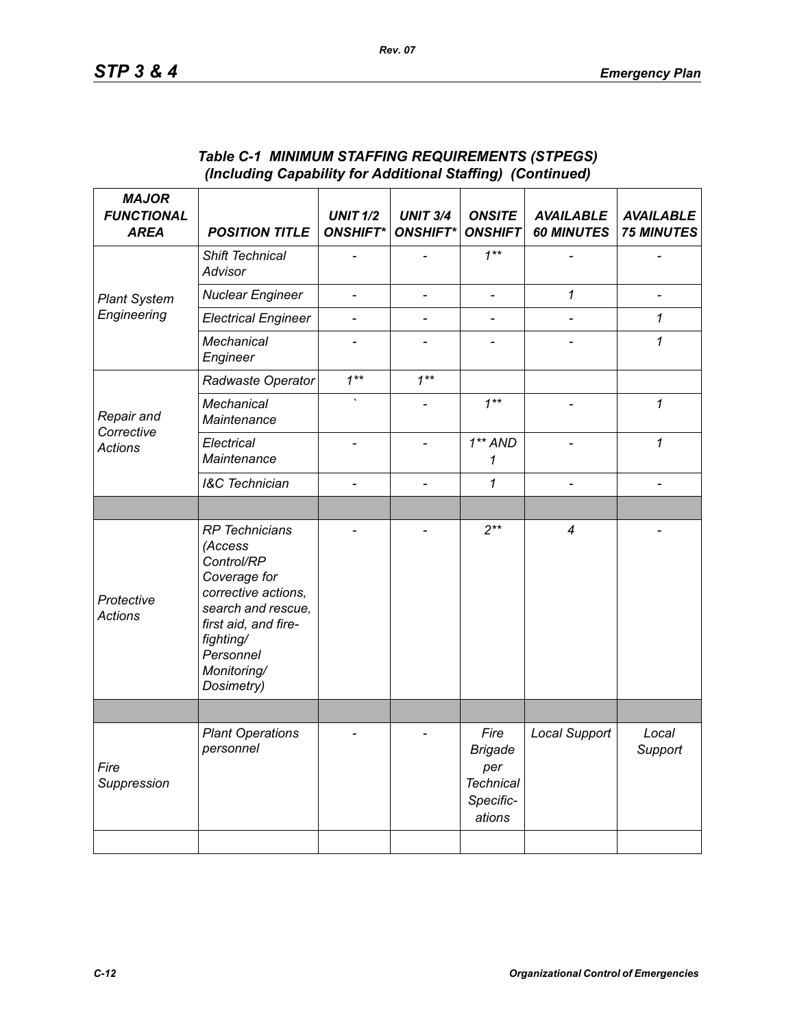### *Table C-1 MINIMUM STAFFING REQUIREMENTS (STPEGS) (Including Capability for Additional Staffing) (Continued)*

| *MAJOR FUNCTIONAL AREA* | *POSITION TITLE* | *UNIT 1/2 ONSHIFT** | *UNIT 3/4 ONSHIFT** | *ONSITE ONSHIFT* | *AVAILABLE 60 MINUTES* | *AVAILABLE 75 MINUTES* |
|---|---|---|---|---|---|---|
| *Plant System Engineering* | *Shift Technical Advisor* | - | - | *1*** | - | - |
| | *Nuclear Engineer* | - | - | - | *1* | - |
| | *Electrical Engineer* | - | - | - | - | *1* |
| | *Mechanical Engineer* | - | - | - | - | *1* |
| *Repair and Corrective Actions* | *Radwaste Operator* | *1*** | *1*** | | | |
| | *Mechanical Maintenance* | ` | - | *1*** | - | *1* |
| | *Electrical Maintenance* | - | - | *1** AND 1* | - | *1* |
| | *I&C Technician* | - | - | *1* | - | - |
| | | | | | | |
| *Protective Actions* | *RP Technicians (Access Control/RP Coverage for corrective actions, search and rescue, first aid, and fire-fighting/ Personnel Monitoring/ Dosimetry)* | - | - | *2*** | *4* | - |
| | | | | | | |
| *Fire Suppression* | *Plant Operations personnel* | - | - | *Fire Brigade per Technical Specific-ations* | *Local Support* | *Local Support* |
| | | | | | | |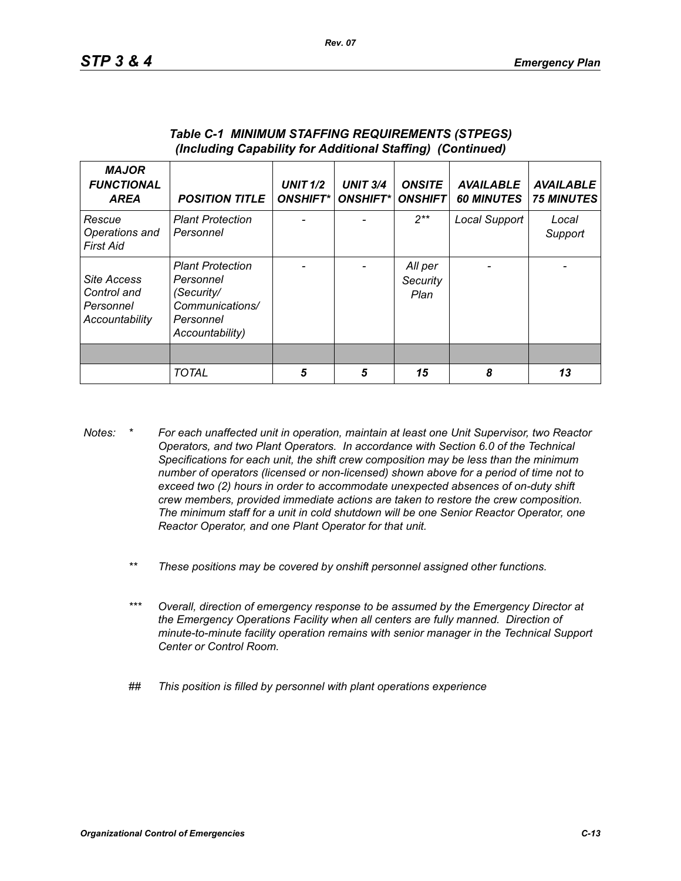*Table C-1 MINIMUM STAFFING REQUIREMENTS (STPEGS) (Including Capability for Additional Staffing) (Continued)*

| *MAJOR FUNCTIONAL AREA* | *POSITION TITLE* | *UNIT 1/2 ONSHIFT** | *UNIT 3/4 ONSHIFT** | *ONSITE ONSHIFT* | *AVAILABLE 60 MINUTES* | *AVAILABLE 75 MINUTES* |
|---|---|---|---|---|---|---|
| *Rescue Operations and First Aid* | *Plant Protection Personnel* | - | - | *2*** | *Local Support* | *Local Support* |
| *Site Access Control and Personnel Accountability* | *Plant Protection Personnel (Security/ Communications/ Personnel Accountability)* | - | - | *All per Security Plan* | - | - |
| | | | | | | |
| | *TOTAL* | ***5*** | ***5*** | ***15*** | ***8*** | ***13*** |

*Notes:* \* *For each unaffected unit in operation, maintain at least one Unit Supervisor, two Reactor Operators, and two Plant Operators. In accordance with Section 6.0 of the Technical Specifications for each unit, the shift crew composition may be less than the minimum number of operators (licensed or non-licensed) shown above for a period of time not to exceed two (2) hours in order to accommodate unexpected absences of on-duty shift crew members, provided immediate actions are taken to restore the crew composition. The minimum staff for a unit in cold shutdown will be one Senior Reactor Operator, one Reactor Operator, and one Plant Operator for that unit.*

\*\* *These positions may be covered by onshift personnel assigned other functions.*

\*\*\* *Overall, direction of emergency response to be assumed by the Emergency Director at the Emergency Operations Facility when all centers are fully manned. Direction of minute-to-minute facility operation remains with senior manager in the Technical Support Center or Control Room.*

\#\# *This position is filled by personnel with plant operations experience*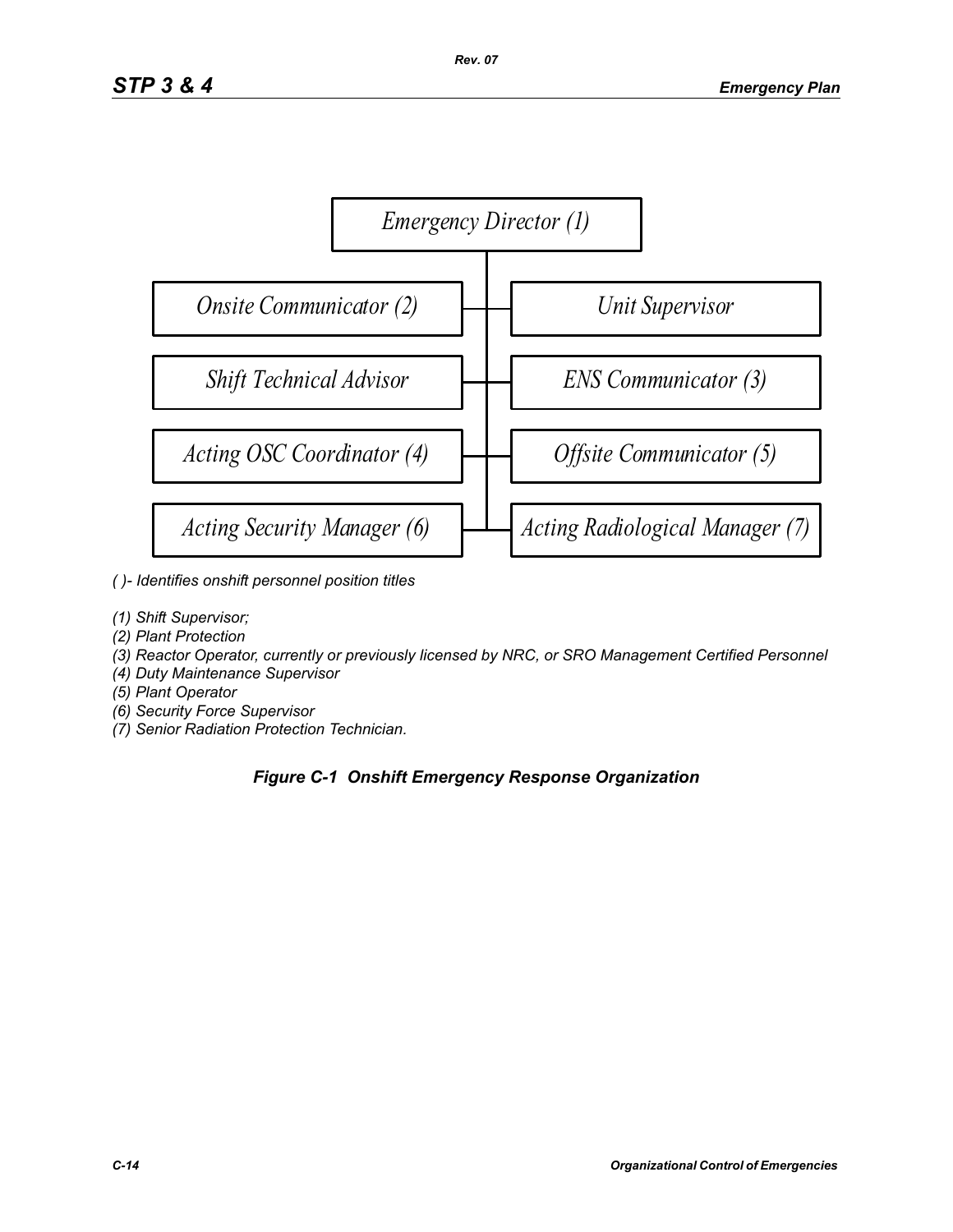Emergency Director (1)

Onsite Communicator (2)

Unit Supervisor

Shift Technical Advisor

ENS Communicator (3)

Acting OSC Coordinator (4)

Offsite Communicator (5)

Acting Security Manager (6)

Acting Radiological Manager (7)

*( )- Identifies onshift personnel position titles*

*(1) Shift Supervisor;*
*(2) Plant Protection*
*(3) Reactor Operator, currently or previously licensed by NRC, or SRO Management Certified Personnel*
*(4) Duty Maintenance Supervisor*
*(5) Plant Operator*
*(6) Security Force Supervisor*
*(7) Senior Radiation Protection Technician.*

***Figure C-1 Onshift Emergency Response Organization***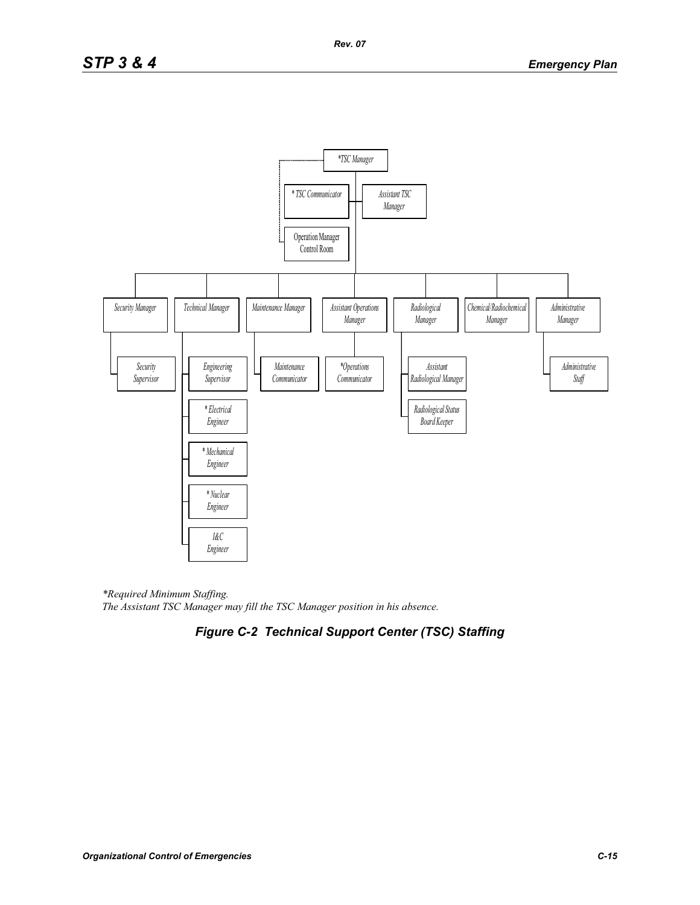*TSC Manager

* TSC Communicator

Assistant TSC Manager

Operation Manager Control Room

Security Manager

- Security Supervisor

Technical Manager

- Engineering Supervisor
- * Electrical Engineer
- * Mechanical Engineer
- * Nuclear Engineer
- I&C Engineer

Maintenance Manager

- Maintenance Communicator

Assistant Operations Manager

- *Operations Communicator

Radiological Manager

- Assistant Radiological Manager
- Radiological Status Board Keeper

Chemical/Radiochemical Manager

Administrative Manager

- Administrative Staff

*\*Required Minimum Staffing.*
*The Assistant TSC Manager may fill the TSC Manager position in his absence.*

***Figure C-2 Technical Support Center (TSC) Staffing***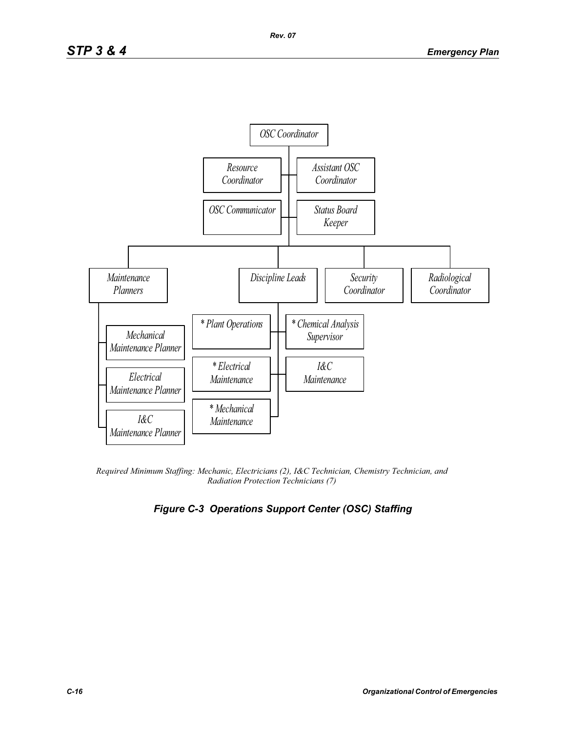OSC Coordinator

- Resource Coordinator
- Assistant OSC Coordinator
- OSC Communicator
- Status Board Keeper

- Maintenance Planners
  - Mechanical Maintenance Planner
  - Electrical Maintenance Planner
  - I&C Maintenance Planner
- Discipline Leads
  - * Plant Operations
  - * Chemical Analysis Supervisor
  - * Electrical Maintenance
  - I&C Maintenance
  - * Mechanical Maintenance
- Security Coordinator
- Radiological Coordinator

*Required Minimum Staffing: Mechanic, Electricians (2), I&C Technician, Chemistry Technician, and Radiation Protection Technicians (7)*

***Figure C-3 Operations Support Center (OSC) Staffing***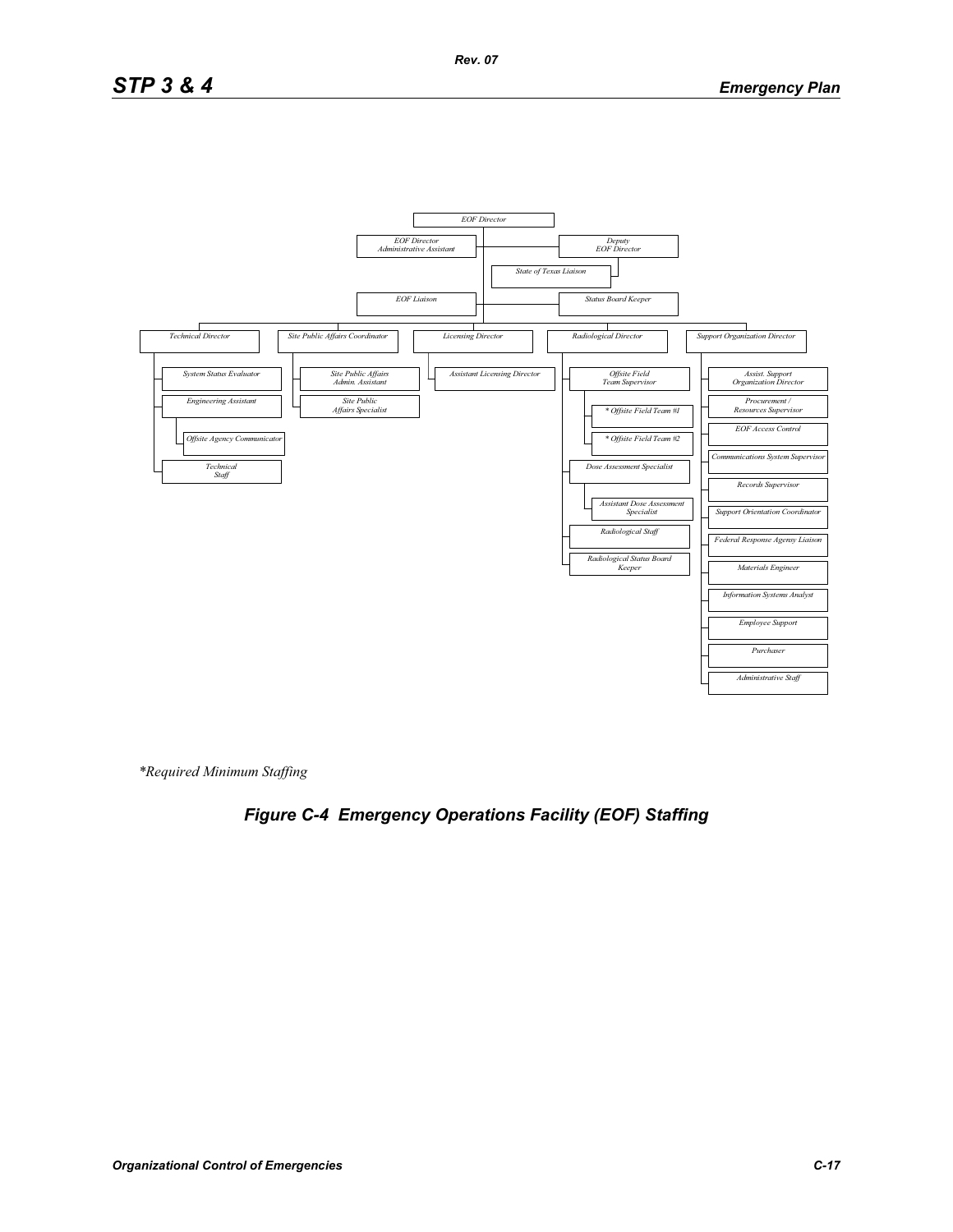EOF Director

- EOF Director Administrative Assistant
- Deputy EOF Director
  - State of Texas Liaison
- EOF Liaison
- Status Board Keeper

- Technical Director
  - System Status Evaluator
  - Engineering Assistant
    - Offsite Agency Communicator
  - Technical Staff
- Site Public Affairs Coordinator
  - Site Public Affairs Admin. Assistant
  - Site Public Affairs Specialist
- Licensing Director
  - Assistant Licensing Director
- Radiological Director
  - Offsite Field Team Supervisor
    - * Offsite Field Team #1
    - * Offsite Field Team #2
  - Dose Assessment Specialist
    - Assistant Dose Assessment Specialist
  - Radiological Staff
  - Radiological Status Board Keeper
- Support Organization Director
  - Assist. Support Organization Director
  - Procurement / Resources Supervisor
  - EOF Access Control
  - Communications System Supervisor
  - Records Supervisor
  - Support Orientation Coordinator
  - Federal Response Agency Liaison
  - Materials Engineer
  - Information Systems Analyst
  - Employee Support
  - Purchaser
  - Administrative Staff

*Required Minimum Staffing

***Figure C-4 Emergency Operations Facility (EOF) Staffing***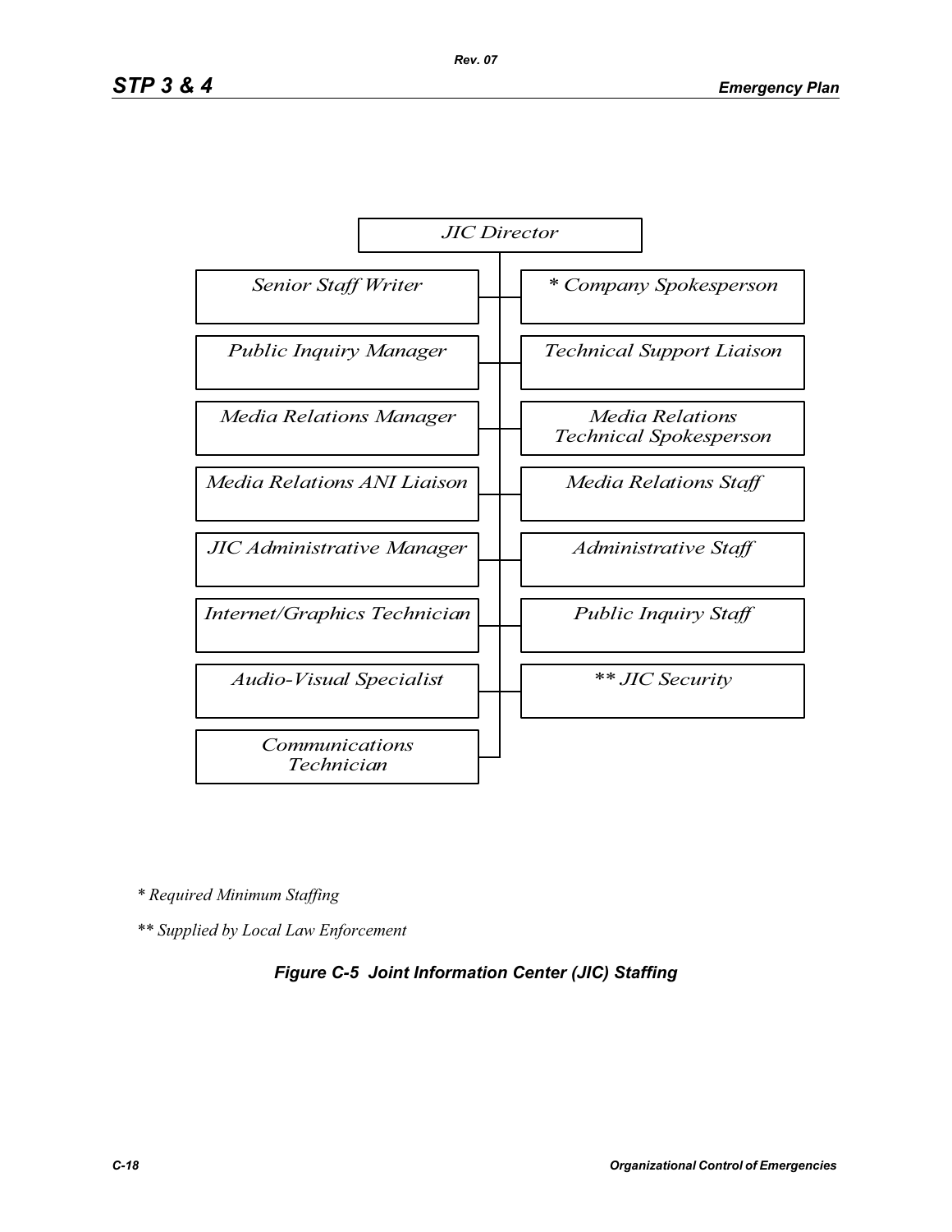JIC Director

- Senior Staff Writer
- Public Inquiry Manager
- Media Relations Manager
- Media Relations ANI Liaison
- JIC Administrative Manager
- Internet/Graphics Technician
- Audio-Visual Specialist
- Communications Technician
- * Company Spokesperson
- Technical Support Liaison
- Media Relations Technical Spokesperson
- Media Relations Staff
- Administrative Staff
- Public Inquiry Staff
- ** JIC Security

*\* Required Minimum Staffing*

*\*\* Supplied by Local Law Enforcement*

***Figure C-5 Joint Information Center (JIC) Staffing***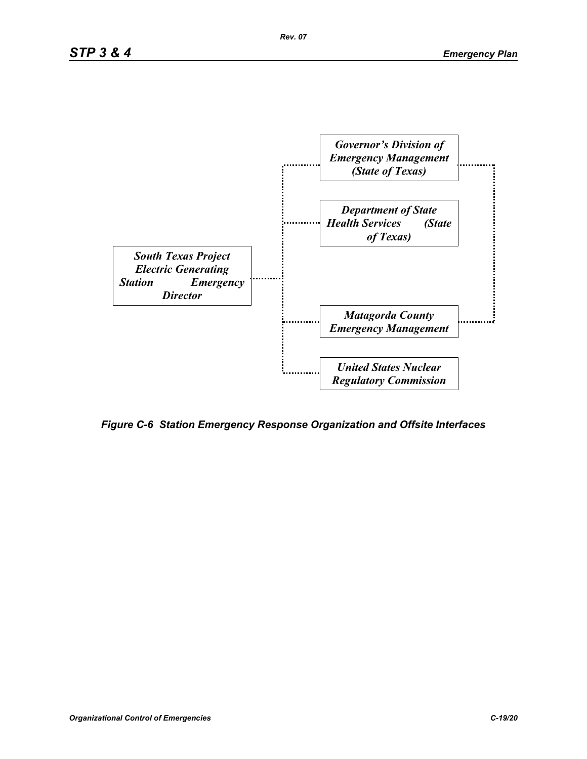*South Texas Project Electric Generating Station Emergency Director*

*Governor's Division of Emergency Management (State of Texas)*

*Department of State Health Services (State of Texas)*

*Matagorda County Emergency Management*

*United States Nuclear Regulatory Commission*

***Figure C-6 Station Emergency Response Organization and Offsite Interfaces***